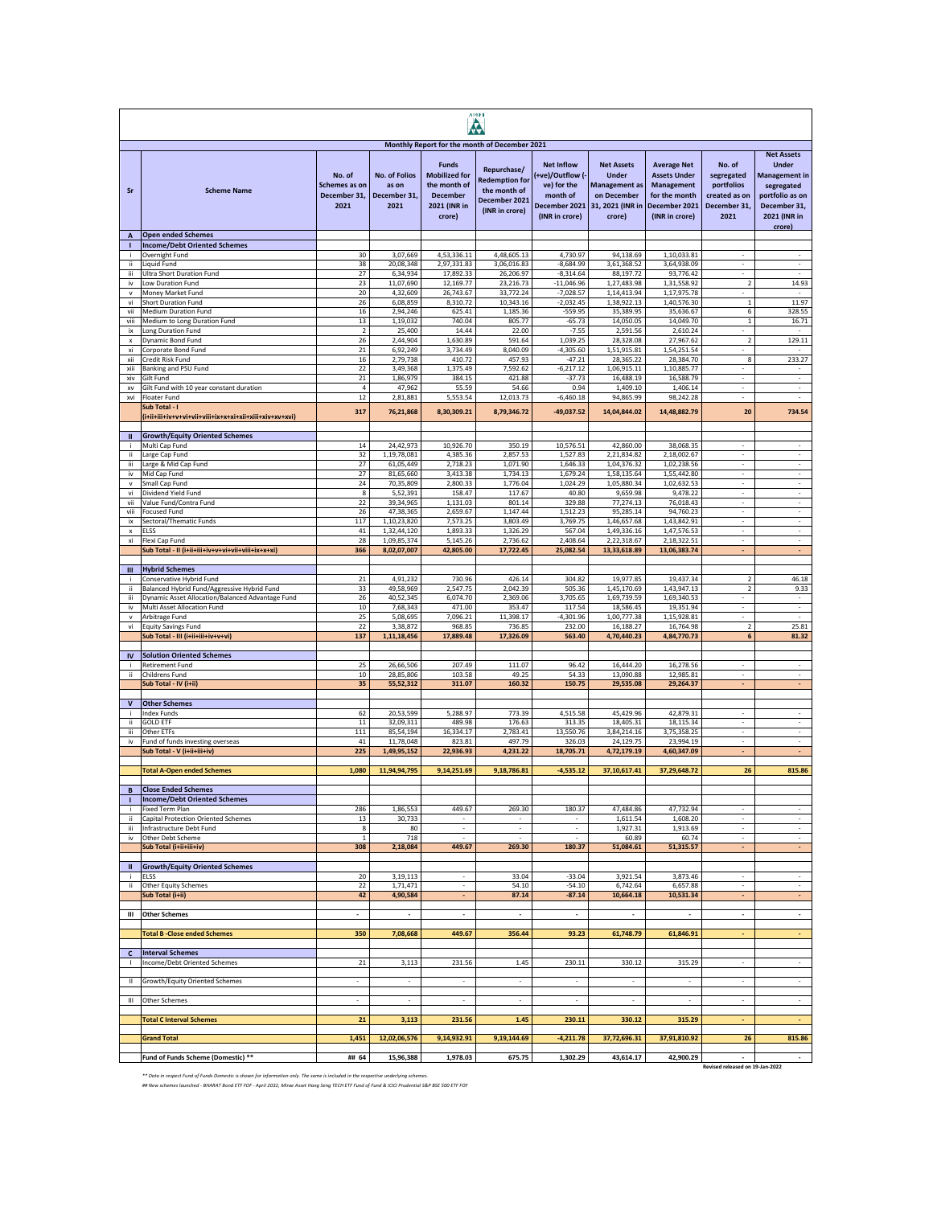AMFI

## Monthly Report for the month of December 2021

| Sr | Scheme Name | No. of Schemes as on December 31, 2021 | No. of Folios as on December 31, 2021 | Funds Mobilized for the month of December 2021 (INR in crore) | Repurchase/ Redemption for the month of December 2021 (INR in crore) | Net Inflow (+ve)/Outflow (-ve) for the month of December 2021 (INR in crore) | Net Assets Under Management as on December 31, 2021 (INR in crore) | Average Net Assets Under Management for the month December 2021 (INR in crore) | No. of segregated portfolios created as on December 31, 2021 | Net Assets Under Management in segregated portfolio as on December 31, 2021 (INR in crore) |
|---|---|---|---|---|---|---|---|---|---|---|
| **A** | **Open ended Schemes** | | | | | | | | | |
| **I** | **Income/Debt Oriented Schemes** | | | | | | | | | |
| i | Overnight Fund | 30 | 3,07,669 | 4,53,336.11 | 4,48,605.13 | 4,730.97 | 94,138.69 | 1,10,033.81 | - | - |
| ii | Liquid Fund | 38 | 20,08,348 | 2,97,331.83 | 3,06,016.83 | -8,684.99 | 3,61,368.52 | 3,64,938.09 | - | - |
| iii | Ultra Short Duration Fund | 27 | 6,34,934 | 17,892.33 | 26,206.97 | -8,314.64 | 88,197.72 | 93,776.42 | - | - |
| iv | Low Duration Fund | 23 | 11,07,690 | 12,169.77 | 23,216.73 | -11,046.96 | 1,27,483.98 | 1,31,558.92 | 2 | 14.93 |
| v | Money Market Fund | 20 | 4,32,609 | 26,743.67 | 33,772.24 | -7,028.57 | 1,14,413.94 | 1,17,975.78 | - | - |
| vi | Short Duration Fund | 26 | 6,08,859 | 8,310.72 | 10,343.16 | -2,032.45 | 1,38,922.13 | 1,40,576.30 | 1 | 11.97 |
| vii | Medium Duration Fund | 16 | 2,94,246 | 625.41 | 1,185.36 | -559.95 | 35,389.95 | 35,636.67 | 6 | 328.55 |
| viii | Medium to Long Duration Fund | 13 | 1,19,032 | 740.04 | 805.77 | -65.73 | 14,050.05 | 14,049.70 | 1 | 16.71 |
| ix | Long Duration Fund | 2 | 25,400 | 14.44 | 22.00 | -7.55 | 2,591.56 | 2,610.24 | - | - |
| x | Dynamic Bond Fund | 26 | 2,44,904 | 1,630.89 | 591.64 | 1,039.25 | 28,328.08 | 27,967.62 | 2 | 129.11 |
| xi | Corporate Bond Fund | 21 | 6,92,249 | 3,734.49 | 8,040.09 | -4,305.60 | 1,51,915.81 | 1,54,251.54 | - | - |
| xii | Credit Risk Fund | 16 | 2,79,738 | 410.72 | 457.93 | -47.21 | 28,365.22 | 28,384.70 | 8 | 233.27 |
| xiii | Banking and PSU Fund | 22 | 3,49,368 | 1,375.49 | 7,592.62 | -6,217.12 | 1,06,915.11 | 1,10,885.77 | - | - |
| xiv | Gilt Fund | 21 | 1,86,979 | 384.15 | 421.88 | -37.73 | 16,488.19 | 16,588.79 | - | - |
| xv | Gilt Fund with 10 year constant duration | 4 | 47,962 | 55.59 | 54.66 | 0.94 | 1,409.10 | 1,406.14 | - | - |
| xvi | Floater Fund | 12 | 2,81,881 | 5,553.54 | 12,013.73 | -6,460.18 | 94,865.99 | 98,242.28 | - | - |
| | **Sub Total - I (i+ii+iii+iv+v+vi+vii+viii+ix+x+xi+xii+xiii+xiv+xv+xvi)** | **317** | **76,21,868** | **8,30,309.21** | **8,79,346.72** | **-49,037.52** | **14,04,844.02** | **14,48,882.79** | **20** | **734.54** |
| **II** | **Growth/Equity Oriented Schemes** | | | | | | | | | |
| i | Multi Cap Fund | 14 | 24,42,973 | 10,926.70 | 350.19 | 10,576.51 | 42,860.00 | 38,068.35 | - | - |
| ii | Large Cap Fund | 32 | 1,19,78,081 | 4,385.36 | 2,857.53 | 1,527.83 | 2,21,834.82 | 2,18,002.67 | - | - |
| iii | Large & Mid Cap Fund | 27 | 61,05,449 | 2,718.23 | 1,071.90 | 1,646.33 | 1,04,376.32 | 1,02,238.56 | - | - |
| iv | Mid Cap Fund | 27 | 81,65,660 | 3,413.38 | 1,734.13 | 1,679.24 | 1,58,135.64 | 1,55,442.80 | - | - |
| v | Small Cap Fund | 24 | 70,35,809 | 2,800.33 | 1,776.04 | 1,024.29 | 1,05,880.34 | 1,02,632.53 | - | - |
| vi | Dividend Yield Fund | 8 | 5,52,391 | 158.47 | 117.67 | 40.80 | 9,659.98 | 9,478.22 | - | - |
| vii | Value Fund/Contra Fund | 22 | 39,34,965 | 1,131.03 | 801.14 | 329.88 | 77,274.13 | 76,018.43 | - | - |
| viii | Focused Fund | 26 | 47,38,365 | 2,659.67 | 1,147.44 | 1,512.23 | 95,285.14 | 94,760.23 | - | - |
| ix | Sectoral/Thematic Funds | 117 | 1,10,23,820 | 7,573.25 | 3,803.49 | 3,769.75 | 1,46,657.68 | 1,43,842.91 | - | - |
| x | ELSS | 41 | 1,32,44,120 | 1,893.33 | 1,326.29 | 567.04 | 1,49,336.16 | 1,47,576.53 | - | - |
| xi | Flexi Cap Fund | 28 | 1,09,85,374 | 5,145.26 | 2,736.62 | 2,408.64 | 2,22,318.67 | 2,18,322.51 | - | - |
| | **Sub Total - II (i+ii+iii+iv+v+vi+vii+viii+ix+x+xi)** | **366** | **8,02,07,007** | **42,805.00** | **17,722.45** | **25,082.54** | **13,33,618.89** | **13,06,383.74** | **-** | **-** |
| **III** | **Hybrid Schemes** | | | | | | | | | |
| i | Conservative Hybrid Fund | 21 | 4,91,232 | 730.96 | 426.14 | 304.82 | 19,977.85 | 19,437.34 | 2 | 46.18 |
| ii | Balanced Hybrid Fund/Aggressive Hybrid Fund | 33 | 49,58,969 | 2,547.75 | 2,042.39 | 505.36 | 1,45,170.69 | 1,43,947.13 | 2 | 9.33 |
| iii | Dynamic Asset Allocation/Balanced Advantage Fund | 26 | 40,52,345 | 6,074.70 | 2,369.06 | 3,705.65 | 1,69,739.59 | 1,69,340.53 | - | - |
| iv | Multi Asset Allocation Fund | 10 | 7,68,343 | 471.00 | 353.47 | 117.54 | 18,586.45 | 19,351.94 | - | - |
| v | Arbitrage Fund | 25 | 5,08,695 | 7,096.21 | 11,398.17 | -4,301.96 | 1,00,777.38 | 1,15,928.81 | - | - |
| vi | Equity Savings Fund | 22 | 3,38,872 | 968.85 | 736.85 | 232.00 | 16,188.27 | 16,764.98 | 2 | 25.81 |
| | **Sub Total - III (i+ii+iii+iv+v+vi)** | **137** | **1,11,18,456** | **17,889.48** | **17,326.09** | **563.40** | **4,70,440.23** | **4,84,770.73** | **6** | **81.32** |
| **IV** | **Solution Oriented Schemes** | | | | | | | | | |
| i | Retirement Fund | 25 | 26,66,506 | 207.49 | 111.07 | 96.42 | 16,444.20 | 16,278.56 | - | - |
| ii | Childrens Fund | 10 | 28,85,806 | 103.58 | 49.25 | 54.33 | 13,090.88 | 12,985.81 | - | - |
| | **Sub Total - IV (i+ii)** | **35** | **55,52,312** | **311.07** | **160.32** | **150.75** | **29,535.08** | **29,264.37** | **-** | **-** |
| **V** | **Other Schemes** | | | | | | | | | |
| i | Index Funds | 62 | 20,53,599 | 5,288.97 | 773.39 | 4,515.58 | 45,429.96 | 42,879.31 | - | - |
| ii | GOLD ETF | 11 | 32,09,311 | 489.98 | 176.63 | 313.35 | 18,405.31 | 18,115.34 | - | - |
| iii | Other ETFs | 111 | 85,54,194 | 16,334.17 | 2,783.41 | 13,550.76 | 3,84,214.16 | 3,75,358.25 | - | - |
| iv | Fund of funds investing overseas | 41 | 11,78,048 | 823.81 | 497.79 | 326.03 | 24,129.75 | 23,994.19 | - | - |
| | **Sub Total - V (i+ii+iii+iv)** | **225** | **1,49,95,152** | **22,936.93** | **4,231.22** | **18,705.71** | **4,72,179.19** | **4,60,347.09** | **-** | **-** |
| | **Total A-Open ended Schemes** | **1,080** | **11,94,94,795** | **9,14,251.69** | **9,18,786.81** | **-4,535.12** | **37,10,617.41** | **37,29,648.72** | **26** | **815.86** |
| **B** | **Close Ended Schemes** | | | | | | | | | |
| **I** | **Income/Debt Oriented Schemes** | | | | | | | | | |
| i | Fixed Term Plan | 286 | 1,86,553 | 449.67 | 269.30 | 180.37 | 47,484.86 | 47,732.94 | - | - |
| ii | Capital Protection Oriented Schemes | 13 | 30,733 | - | - | - | 1,611.54 | 1,608.20 | - | - |
| iii | Infrastructure Debt Fund | 8 | 80 | - | - | - | 1,927.31 | 1,913.69 | - | - |
| iv | Other Debt Scheme | 1 | 718 | - | - | - | 60.89 | 60.74 | - | - |
| | **Sub Total (i+ii+iii+iv)** | **308** | **2,18,084** | **449.67** | **269.30** | **180.37** | **51,084.61** | **51,315.57** | **-** | **-** |
| **II** | **Growth/Equity Oriented Schemes** | | | | | | | | | |
| i | ELSS | 20 | 3,19,113 | - | 33.04 | -33.04 | 3,921.54 | 3,873.46 | - | - |
| ii | Other Equity Schemes | 22 | 1,71,471 | - | 54.10 | -54.10 | 6,742.64 | 6,657.88 | - | - |
| | **Sub Total (i+ii)** | **42** | **4,90,584** | **-** | **87.14** | **-87.14** | **10,664.18** | **10,531.34** | **-** | **-** |
| **III** | **Other Schemes** | - | - | - | - | - | - | - | - | - |
| | **Total B -Close ended Schemes** | **350** | **7,08,668** | **449.67** | **356.44** | **93.23** | **61,748.79** | **61,846.91** | **-** | **-** |
| **C** | **Interval Schemes** | | | | | | | | | |
| I | Income/Debt Oriented Schemes | 21 | 3,113 | 231.56 | 1.45 | 230.11 | 330.12 | 315.29 | - | - |
| II | Growth/Equity Oriented Schemes | - | - | - | - | - | - | - | - | - |
| III | Other Schemes | - | - | - | - | - | - | - | - | - |
| | **Total C Interval Schemes** | **21** | **3,113** | **231.56** | **1.45** | **230.11** | **330.12** | **315.29** | **-** | **-** |
| | **Grand Total** | **1,451** | **12,02,06,576** | **9,14,932.91** | **9,19,144.69** | **-4,211.78** | **37,72,696.31** | **37,91,810.92** | **26** | **815.86** |
| | **Fund of Funds Scheme (Domestic) \*\*** | **## 64** | **15,96,388** | **1,978.03** | **675.75** | **1,302.29** | **43,614.17** | **42,900.29** | **-** | **-** |

Revised released on 19-Jan-2022

*\*\* Data in respect Fund of Funds Domestic is shown for information only. The same is included in the respective underlying schemes.*

*## New schemes launched - BHARAT Bond ETF FOF - April 2032, Mirae Asset Hang Seng TECH ETF Fund of Fund & ICICI Prudential S&P BSE 500 ETF FOF*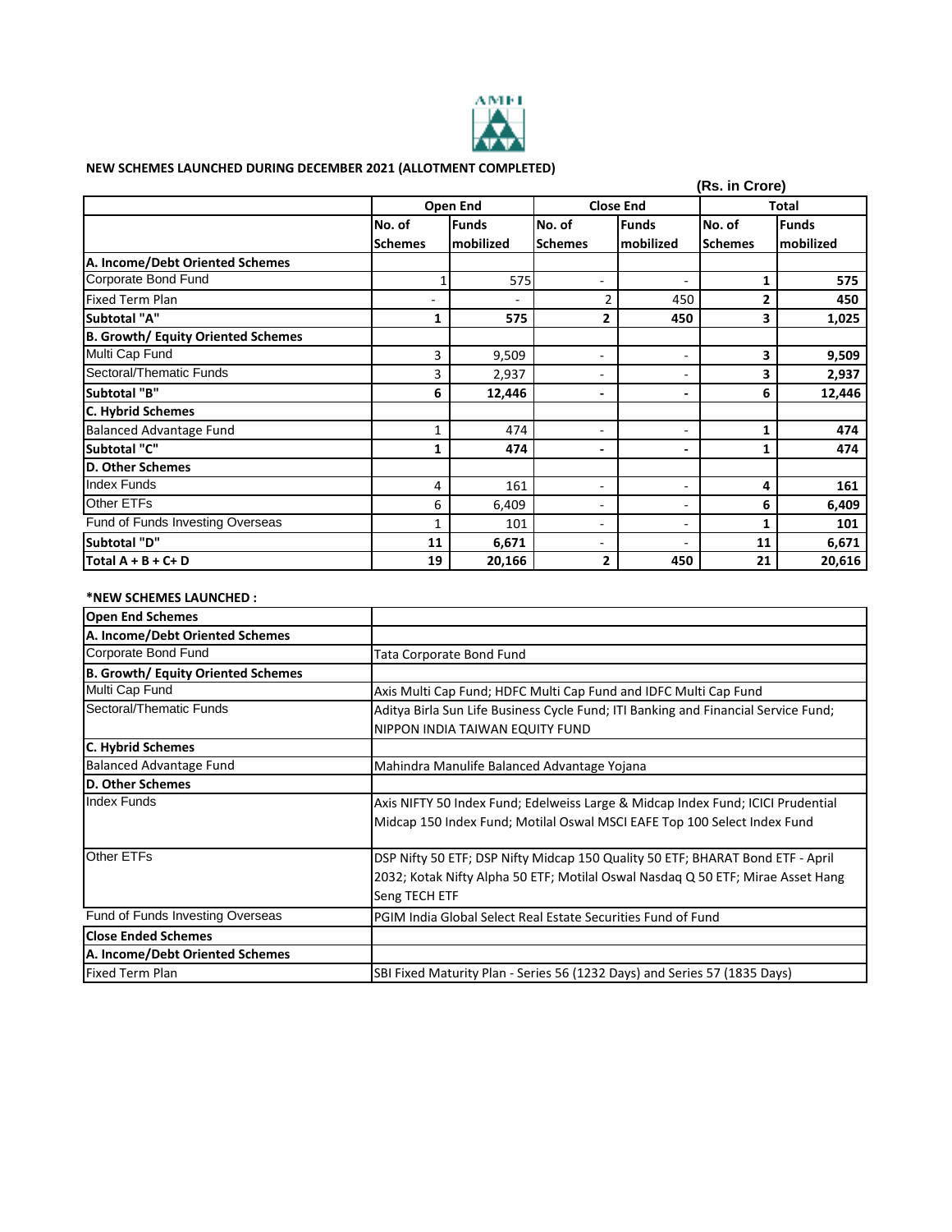## NEW SCHEMES LAUNCHED DURING DECEMBER 2021 (ALLOTMENT COMPLETED)

(Rs. in Crore)

| | Open End | | Close End | | Total | |
|---|---|---|---|---|---|---|
| | No. of Schemes | Funds mobilized | No. of Schemes | Funds mobilized | No. of Schemes | Funds mobilized |
| **A. Income/Debt Oriented Schemes** | | | | | | |
| Corporate Bond Fund | 1 | 575 | - | - | **1** | **575** |
| Fixed Term Plan | - | - | 2 | 450 | **2** | **450** |
| **Subtotal "A"** | **1** | **575** | **2** | **450** | **3** | **1,025** |
| **B. Growth/ Equity Oriented Schemes** | | | | | | |
| Multi Cap Fund | 3 | 9,509 | - | - | **3** | **9,509** |
| Sectoral/Thematic Funds | 3 | 2,937 | - | - | **3** | **2,937** |
| **Subtotal "B"** | **6** | **12,446** | **-** | **-** | **6** | **12,446** |
| **C. Hybrid Schemes** | | | | | | |
| Balanced Advantage Fund | 1 | 474 | - | - | **1** | **474** |
| **Subtotal "C"** | **1** | **474** | **-** | **-** | **1** | **474** |
| **D. Other Schemes** | | | | | | |
| Index Funds | 4 | 161 | - | - | **4** | **161** |
| Other ETFs | 6 | 6,409 | - | - | **6** | **6,409** |
| Fund of Funds Investing Overseas | 1 | 101 | - | - | **1** | **101** |
| **Subtotal "D"** | **11** | **6,671** | - | - | **11** | **6,671** |
| **Total A + B + C+ D** | **19** | **20,166** | **2** | **450** | **21** | **20,616** |

**\*NEW SCHEMES LAUNCHED :**

| | |
|---|---|
| **Open End Schemes** | |
| **A. Income/Debt Oriented Schemes** | |
| Corporate Bond Fund | Tata Corporate Bond Fund |
| **B. Growth/ Equity Oriented Schemes** | |
| Multi Cap Fund | Axis Multi Cap Fund; HDFC Multi Cap Fund and IDFC Multi Cap Fund |
| Sectoral/Thematic Funds | Aditya Birla Sun Life Business Cycle Fund; ITI Banking and Financial Service Fund; NIPPON INDIA TAIWAN EQUITY FUND |
| **C. Hybrid Schemes** | |
| Balanced Advantage Fund | Mahindra Manulife Balanced Advantage Yojana |
| **D. Other Schemes** | |
| Index Funds | Axis NIFTY 50 Index Fund; Edelweiss Large & Midcap Index Fund; ICICI Prudential Midcap 150 Index Fund; Motilal Oswal MSCI EAFE Top 100 Select Index Fund |
| Other ETFs | DSP Nifty 50 ETF; DSP Nifty Midcap 150 Quality 50 ETF; BHARAT Bond ETF - April 2032; Kotak Nifty Alpha 50 ETF; Motilal Oswal Nasdaq Q 50 ETF; Mirae Asset Hang Seng TECH ETF |
| Fund of Funds Investing Overseas | PGIM India Global Select Real Estate Securities Fund of Fund |
| **Close Ended Schemes** | |
| **A. Income/Debt Oriented Schemes** | |
| Fixed Term Plan | SBI Fixed Maturity Plan - Series 56 (1232 Days) and Series 57 (1835 Days) |